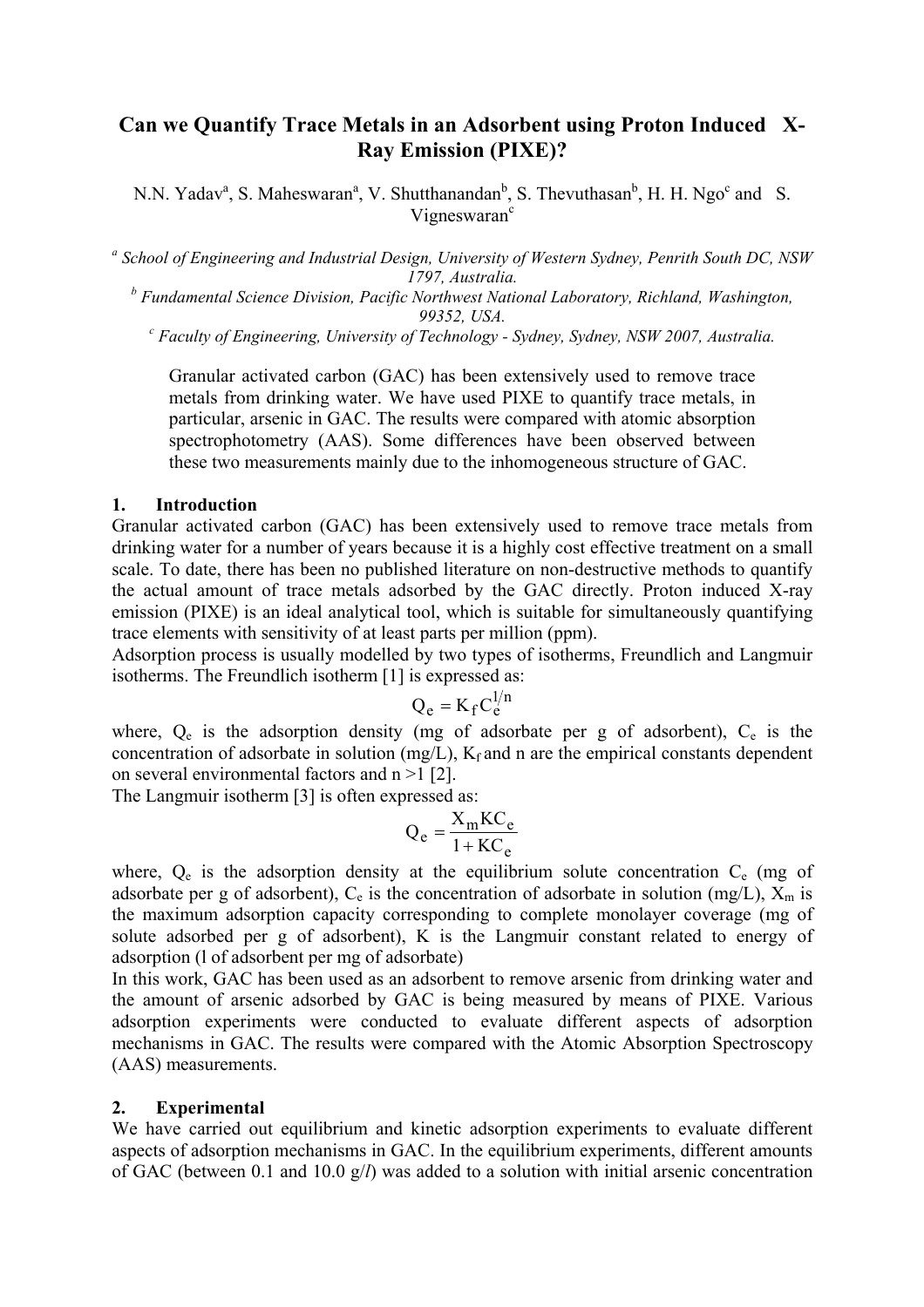# Can we Quantify Trace Metals in an Adsorbent using Proton Induced X-Ray Emission (PIXE)?

N.N. Yadav[a], S. Maheswaran[a], V. Shutthanandan[b], S. Thevuthasan[b], H. H. Ngo[c] and S. Vigneswaran[c]

[a] *School of Engineering and Industrial Design, University of Western Sydney, Penrith South DC, NSW 1797, Australia.*

[b] *Fundamental Science Division, Pacific Northwest National Laboratory, Richland, Washington, 99352, USA.*

[c] *Faculty of Engineering, University of Technology - Sydney, Sydney, NSW 2007, Australia.*

Granular activated carbon (GAC) has been extensively used to remove trace metals from drinking water. We have used PIXE to quantify trace metals, in particular, arsenic in GAC. The results were compared with atomic absorption spectrophotometry (AAS). Some differences have been observed between these two measurements mainly due to the inhomogeneous structure of GAC.

## 1. Introduction

Granular activated carbon (GAC) has been extensively used to remove trace metals from drinking water for a number of years because it is a highly cost effective treatment on a small scale. To date, there has been no published literature on non-destructive methods to quantify the actual amount of trace metals adsorbed by the GAC directly. Proton induced X-ray emission (PIXE) is an ideal analytical tool, which is suitable for simultaneously quantifying trace elements with sensitivity of at least parts per million (ppm).

Adsorption process is usually modelled by two types of isotherms, Freundlich and Langmuir isotherms. The Freundlich isotherm [1] is expressed as:

$$Q_e = K_f C_e^{1/n}$$

where, $Q_e$ is the adsorption density (mg of adsorbate per g of adsorbent), $C_e$ is the concentration of adsorbate in solution (mg/L), $K_f$ and n are the empirical constants dependent on several environmental factors and $n > 1$ [2].

The Langmuir isotherm [3] is often expressed as:

$$Q_e = \frac{X_m K C_e}{1 + K C_e}$$

where, $Q_e$ is the adsorption density at the equilibrium solute concentration $C_e$ (mg of adsorbate per g of adsorbent), $C_e$ is the concentration of adsorbate in solution (mg/L), $X_m$ is the maximum adsorption capacity corresponding to complete monolayer coverage (mg of solute adsorbed per g of adsorbent), K is the Langmuir constant related to energy of adsorption (l of adsorbent per mg of adsorbate)

In this work, GAC has been used as an adsorbent to remove arsenic from drinking water and the amount of arsenic adsorbed by GAC is being measured by means of PIXE. Various adsorption experiments were conducted to evaluate different aspects of adsorption mechanisms in GAC. The results were compared with the Atomic Absorption Spectroscopy (AAS) measurements.

## 2. Experimental

We have carried out equilibrium and kinetic adsorption experiments to evaluate different aspects of adsorption mechanisms in GAC. In the equilibrium experiments, different amounts of GAC (between 0.1 and 10.0 g/*l*) was added to a solution with initial arsenic concentration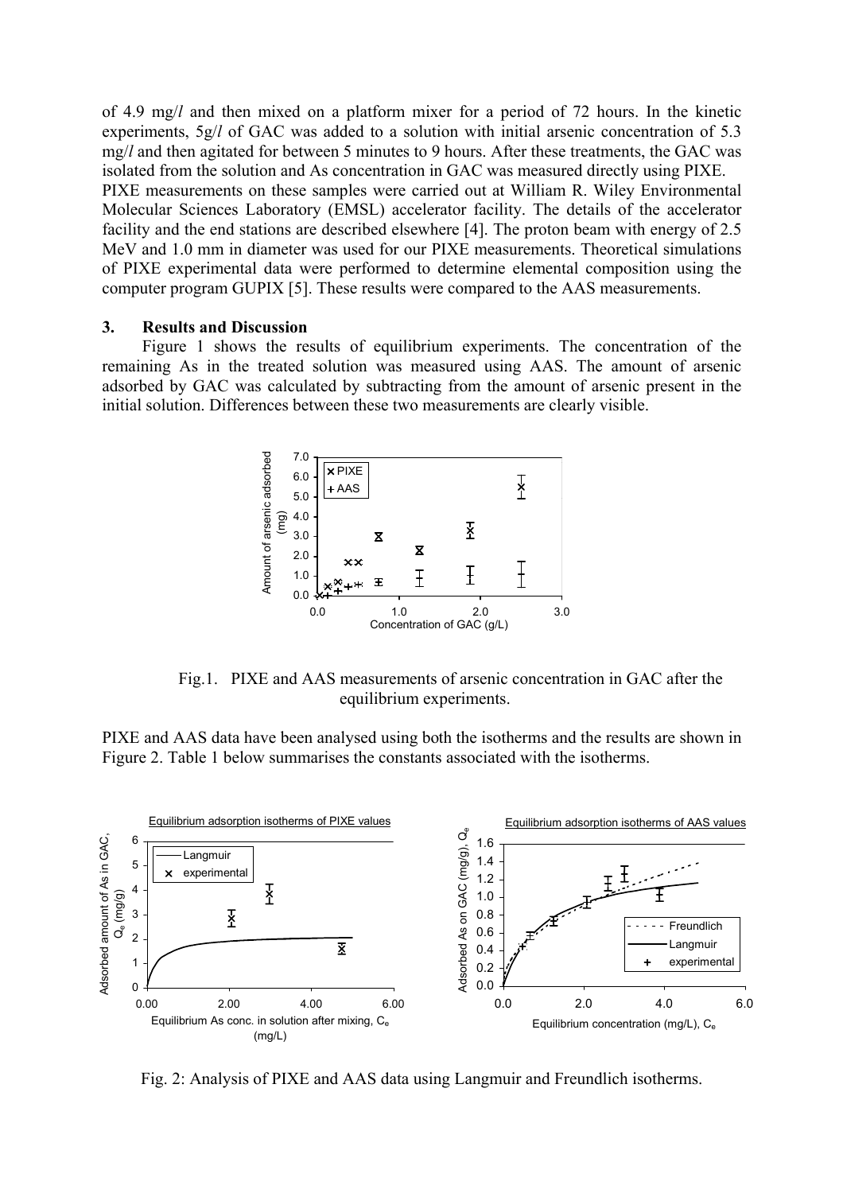of 4.9 mg/*l* and then mixed on a platform mixer for a period of 72 hours. In the kinetic experiments, 5g/*l* of GAC was added to a solution with initial arsenic concentration of 5.3 mg/*l* and then agitated for between 5 minutes to 9 hours. After these treatments, the GAC was isolated from the solution and As concentration in GAC was measured directly using PIXE.
PIXE measurements on these samples were carried out at William R. Wiley Environmental Molecular Sciences Laboratory (EMSL) accelerator facility. The details of the accelerator facility and the end stations are described elsewhere [4]. The proton beam with energy of 2.5 MeV and 1.0 mm in diameter was used for our PIXE measurements. Theoretical simulations of PIXE experimental data were performed to determine elemental composition using the computer program GUPIX [5]. These results were compared to the AAS measurements.

## 3. Results and Discussion

Figure 1 shows the results of equilibrium experiments. The concentration of the remaining As in the treated solution was measured using AAS. The amount of arsenic adsorbed by GAC was calculated by subtracting from the amount of arsenic present in the initial solution. Differences between these two measurements are clearly visible.

Fig.1. PIXE and AAS measurements of arsenic concentration in GAC after the equilibrium experiments.

PIXE and AAS data have been analysed using both the isotherms and the results are shown in Figure 2. Table 1 below summarises the constants associated with the isotherms.

Fig. 2: Analysis of PIXE and AAS data using Langmuir and Freundlich isotherms.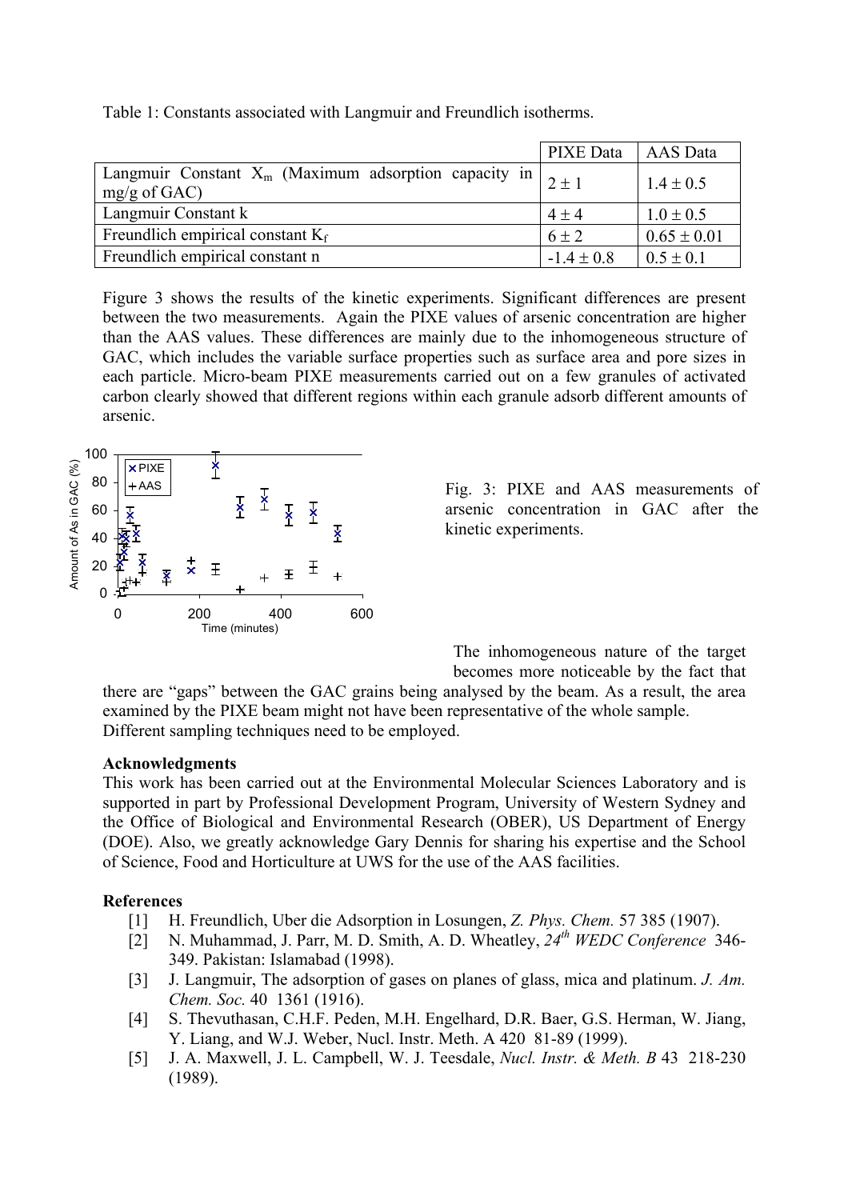Table 1: Constants associated with Langmuir and Freundlich isotherms.

| | PIXE Data | AAS Data |
|---|---|---|
| Langmuir Constant $X_m$ (Maximum adsorption capacity in mg/g of GAC) | $2 \pm 1$ | $1.4 \pm 0.5$ |
| Langmuir Constant k | $4 \pm 4$ | $1.0 \pm 0.5$ |
| Freundlich empirical constant $K_f$ | $6 \pm 2$ | $0.65 \pm 0.01$ |
| Freundlich empirical constant n | $-1.4 \pm 0.8$ | $0.5 \pm 0.1$ |

Figure 3 shows the results of the kinetic experiments. Significant differences are present between the two measurements. Again the PIXE values of arsenic concentration are higher than the AAS values. These differences are mainly due to the inhomogeneous structure of GAC, which includes the variable surface properties such as surface area and pore sizes in each particle. Micro-beam PIXE measurements carried out on a few granules of activated carbon clearly showed that different regions within each granule adsorb different amounts of arsenic.

Amount of As in GAC (%)
100
80
60
40
20
0
0
200
400
600
Time (minutes)
PIXE
AAS

Fig. 3: PIXE and AAS measurements of arsenic concentration in GAC after the kinetic experiments.

The inhomogeneous nature of the target becomes more noticeable by the fact that there are "gaps" between the GAC grains being analysed by the beam. As a result, the area examined by the PIXE beam might not have been representative of the whole sample. Different sampling techniques need to be employed.

**Acknowledgments**

This work has been carried out at the Environmental Molecular Sciences Laboratory and is supported in part by Professional Development Program, University of Western Sydney and the Office of Biological and Environmental Research (OBER), US Department of Energy (DOE). Also, we greatly acknowledge Gary Dennis for sharing his expertise and the School of Science, Food and Horticulture at UWS for the use of the AAS facilities.

**References**

[1] H. Freundlich, Uber die Adsorption in Losungen, *Z. Phys. Chem.* 57 385 (1907).

[2] N. Muhammad, J. Parr, M. D. Smith, A. D. Wheatley, *24th WEDC Conference* 346-349. Pakistan: Islamabad (1998).

[3] J. Langmuir, The adsorption of gases on planes of glass, mica and platinum. *J. Am. Chem. Soc.* 40 1361 (1916).

[4] S. Thevuthasan, C.H.F. Peden, M.H. Engelhard, D.R. Baer, G.S. Herman, W. Jiang, Y. Liang, and W.J. Weber, Nucl. Instr. Meth. A 420 81-89 (1999).

[5] J. A. Maxwell, J. L. Campbell, W. J. Teesdale, *Nucl. Instr. & Meth. B* 43 218-230 (1989).